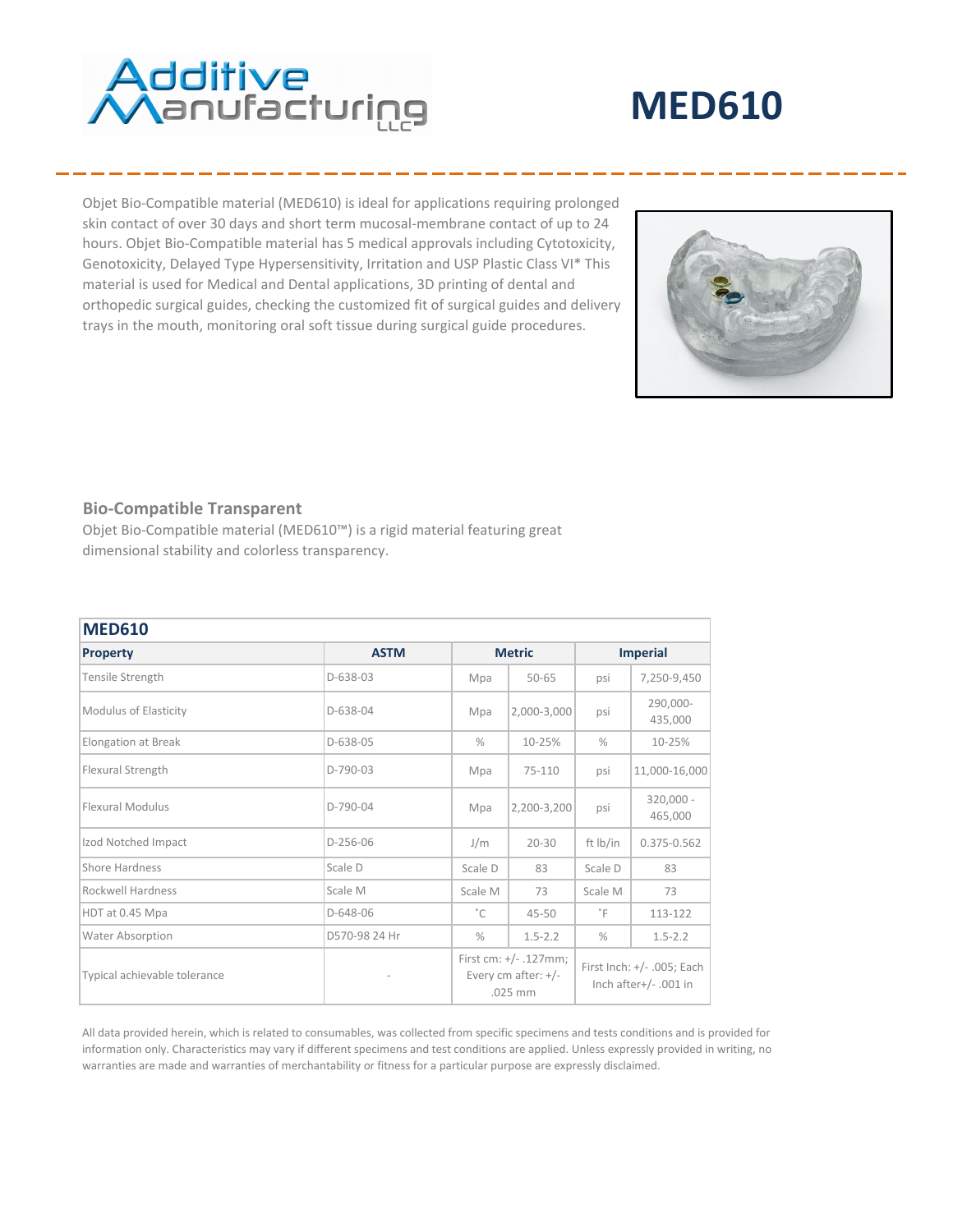# MED610

Objet Bio-Compatible material (MED610) is ideal for applications requiring prolonged skin contact of over 30 days and short term mucosal-membrane contact of up to 24 hours. Objet Bio-Compatible material has 5 medical approvals including Cytotoxicity, Genotoxicity, Delayed Type Hypersensitivity, Irritation and USP Plastic Class VI* This material is used for Medical and Dental applications, 3D printing of dental and orthopedic surgical guides, checking the customized fit of surgical guides and delivery trays in the mouth, monitoring oral soft tissue during surgical guide procedures.

## Bio-Compatible Transparent

Objet Bio-Compatible material (MED610™) is a rigid material featuring great dimensional stability and colorless transparency.

**MED610**

| Property | ASTM | Metric | | Imperial | |
|---|---|---|---|---|---|
| Tensile Strength | D-638-03 | Mpa | 50-65 | psi | 7,250-9,450 |
| Modulus of Elasticity | D-638-04 | Mpa | 2,000-3,000 | psi | 290,000-435,000 |
| Elongation at Break | D-638-05 | % | 10-25% | % | 10-25% |
| Flexural Strength | D-790-03 | Mpa | 75-110 | psi | 11,000-16,000 |
| Flexural Modulus | D-790-04 | Mpa | 2,200-3,200 | psi | 320,000 - 465,000 |
| Izod Notched Impact | D-256-06 | J/m | 20-30 | ft lb/in | 0.375-0.562 |
| Shore Hardness | Scale D | Scale D | 83 | Scale D | 83 |
| Rockwell Hardness | Scale M | Scale M | 73 | Scale M | 73 |
| HDT at 0.45 Mpa | D-648-06 | ˚C | 45-50 | ˚F | 113-122 |
| Water Absorption | D570-98 24 Hr | % | 1.5-2.2 | % | 1.5-2.2 |
| Typical achievable tolerance | - | First cm: +/- .127mm; Every cm after: +/- .025 mm | | First Inch: +/- .005; Each Inch after+/- .001 in | |

All data provided herein, which is related to consumables, was collected from specific specimens and tests conditions and is provided for information only. Characteristics may vary if different specimens and test conditions are applied. Unless expressly provided in writing, no warranties are made and warranties of merchantability or fitness for a particular purpose are expressly disclaimed.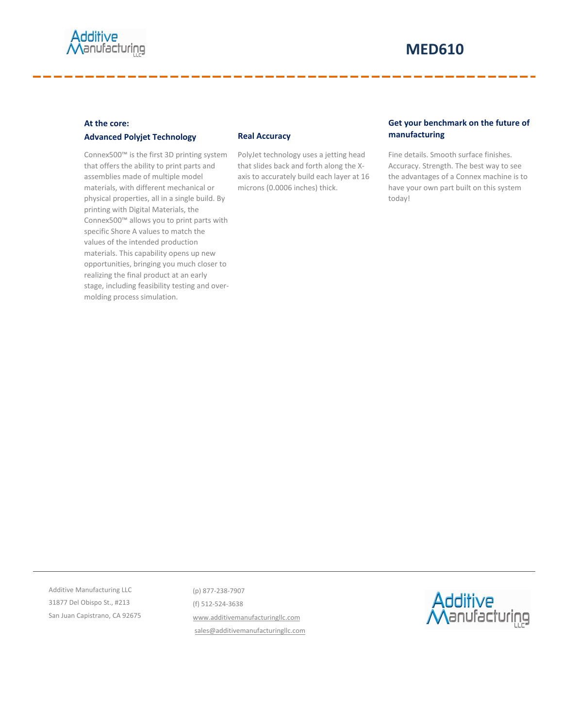## At the core: Advanced Polyjet Technology

Connex500™ is the first 3D printing system that offers the ability to print parts and assemblies made of multiple model materials, with different mechanical or physical properties, all in a single build. By printing with Digital Materials, the Connex500™ allows you to print parts with specific Shore A values to match the values of the intended production materials. This capability opens up new opportunities, bringing you much closer to realizing the final product at an early stage, including feasibility testing and over-molding process simulation.

## Real Accuracy

PolyJet technology uses a jetting head that slides back and forth along the X-axis to accurately build each layer at 16 microns (0.0006 inches) thick.

## Get your benchmark on the future of manufacturing

Fine details. Smooth surface finishes. Accuracy. Strength. The best way to see the advantages of a Connex machine is to have your own part built on this system today!

Additive Manufacturing LLC
31877 Del Obispo St., #213
San Juan Capistrano, CA 92675

(p) 877-238-7907
(f) 512-524-3638
www.additivemanufacturingllc.com
sales@additivemanufacturingllc.com